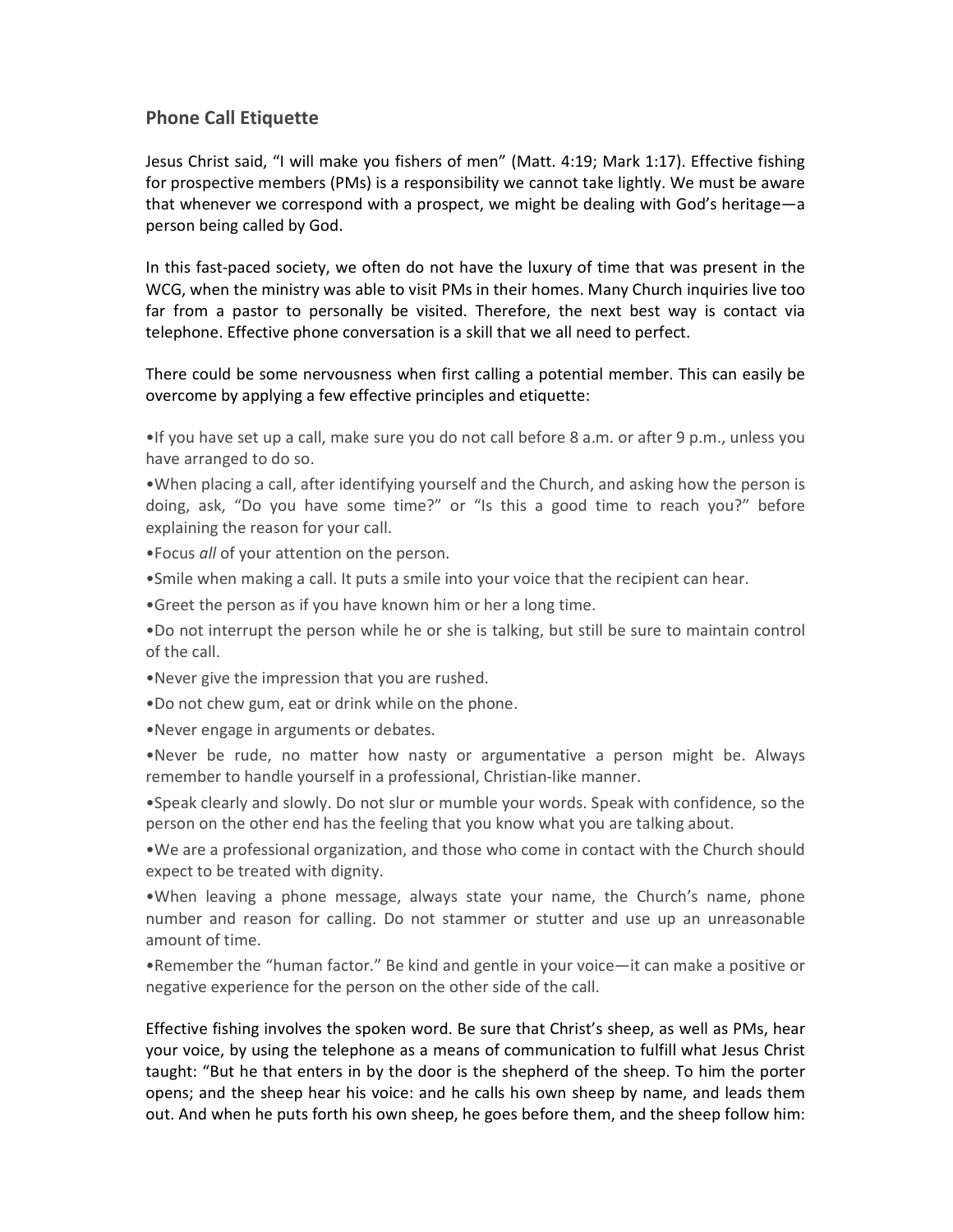## Phone Call Etiquette

Jesus Christ said, "I will make you fishers of men" (Matt. 4:19; Mark 1:17). Effective fishing for prospective members (PMs) is a responsibility we cannot take lightly. We must be aware that whenever we correspond with a prospect, we might be dealing with God's heritage—a person being called by God.

In this fast-paced society, we often do not have the luxury of time that was present in the WCG, when the ministry was able to visit PMs in their homes. Many Church inquiries live too far from a pastor to personally be visited. Therefore, the next best way is contact via telephone. Effective phone conversation is a skill that we all need to perfect.

There could be some nervousness when first calling a potential member. This can easily be overcome by applying a few effective principles and etiquette:

- If you have set up a call, make sure you do not call before 8 a.m. or after 9 p.m., unless you have arranged to do so.
- When placing a call, after identifying yourself and the Church, and asking how the person is doing, ask, "Do you have some time?" or "Is this a good time to reach you?" before explaining the reason for your call.
- Focus *all* of your attention on the person.
- Smile when making a call. It puts a smile into your voice that the recipient can hear.
- Greet the person as if you have known him or her a long time.
- Do not interrupt the person while he or she is talking, but still be sure to maintain control of the call.
- Never give the impression that you are rushed.
- Do not chew gum, eat or drink while on the phone.
- Never engage in arguments or debates.
- Never be rude, no matter how nasty or argumentative a person might be. Always remember to handle yourself in a professional, Christian-like manner.
- Speak clearly and slowly. Do not slur or mumble your words. Speak with confidence, so the person on the other end has the feeling that you know what you are talking about.
- We are a professional organization, and those who come in contact with the Church should expect to be treated with dignity.
- When leaving a phone message, always state your name, the Church's name, phone number and reason for calling. Do not stammer or stutter and use up an unreasonable amount of time.
- Remember the "human factor." Be kind and gentle in your voice—it can make a positive or negative experience for the person on the other side of the call.

Effective fishing involves the spoken word. Be sure that Christ's sheep, as well as PMs, hear your voice, by using the telephone as a means of communication to fulfill what Jesus Christ taught: "But he that enters in by the door is the shepherd of the sheep. To him the porter opens; and the sheep hear his voice: and he calls his own sheep by name, and leads them out. And when he puts forth his own sheep, he goes before them, and the sheep follow him: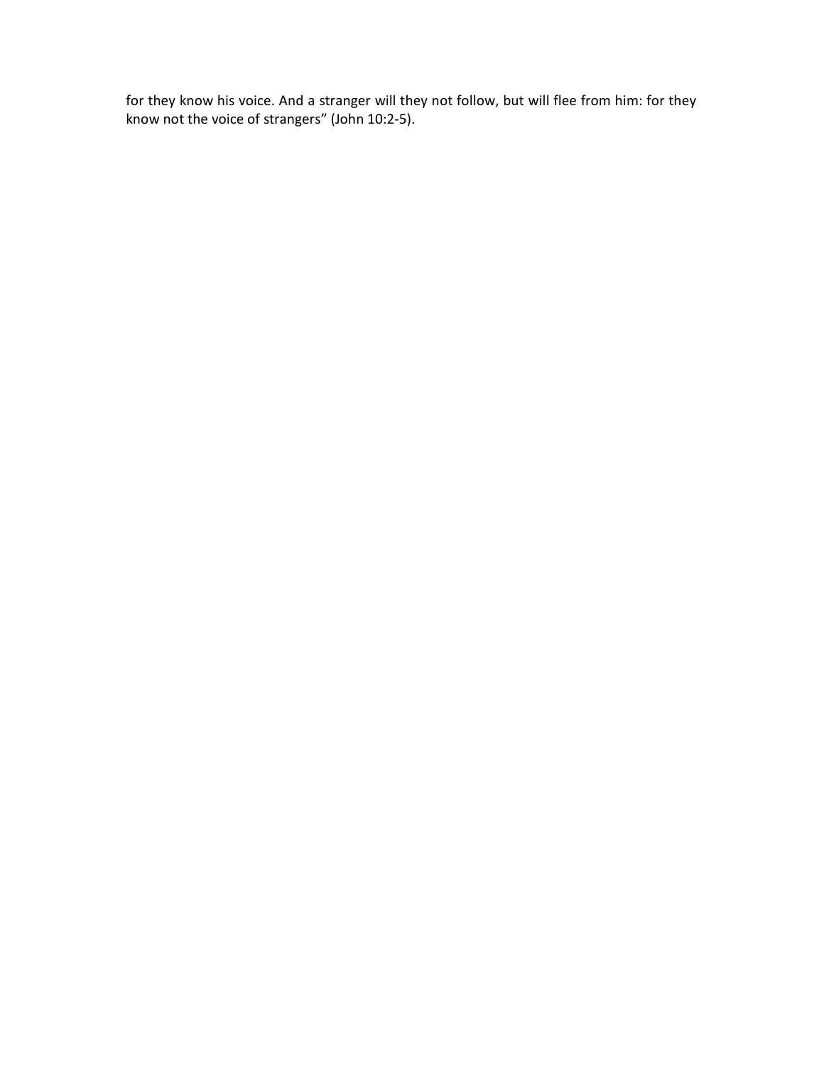for they know his voice. And a stranger will they not follow, but will flee from him: for they know not the voice of strangers" (John 10:2-5).